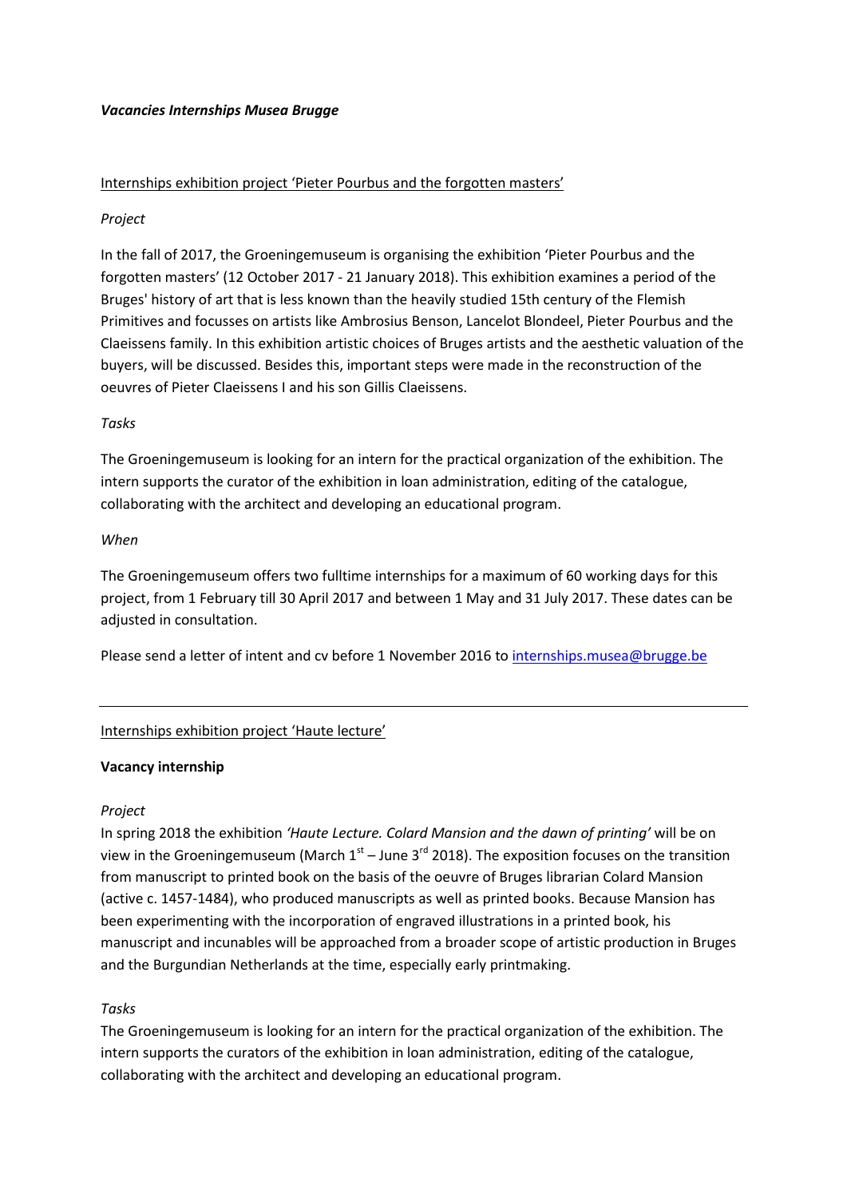***Vacancies Internships Musea Brugge***

Internships exhibition project 'Pieter Pourbus and the forgotten masters'

*Project*

In the fall of 2017, the Groeningemuseum is organising the exhibition 'Pieter Pourbus and the forgotten masters' (12 October 2017 - 21 January 2018). This exhibition examines a period of the Bruges' history of art that is less known than the heavily studied 15th century of the Flemish Primitives and focusses on artists like Ambrosius Benson, Lancelot Blondeel, Pieter Pourbus and the Claeissens family. In this exhibition artistic choices of Bruges artists and the aesthetic valuation of the buyers, will be discussed. Besides this, important steps were made in the reconstruction of the oeuvres of Pieter Claeissens I and his son Gillis Claeissens.

*Tasks*

The Groeningemuseum is looking for an intern for the practical organization of the exhibition. The intern supports the curator of the exhibition in loan administration, editing of the catalogue, collaborating with the architect and developing an educational program.

*When*

The Groeningemuseum offers two fulltime internships for a maximum of 60 working days for this project, from 1 February till 30 April 2017 and between 1 May and 31 July 2017. These dates can be adjusted in consultation.

Please send a letter of intent and cv before 1 November 2016 to internships.musea@brugge.be

---

Internships exhibition project 'Haute lecture'

**Vacancy internship**

*Project*

In spring 2018 the exhibition *'Haute Lecture. Colard Mansion and the dawn of printing'* will be on view in the Groeningemuseum (March 1st – June 3rd 2018). The exposition focuses on the transition from manuscript to printed book on the basis of the oeuvre of Bruges librarian Colard Mansion (active c. 1457-1484), who produced manuscripts as well as printed books. Because Mansion has been experimenting with the incorporation of engraved illustrations in a printed book, his manuscript and incunables will be approached from a broader scope of artistic production in Bruges and the Burgundian Netherlands at the time, especially early printmaking.

*Tasks*

The Groeningemuseum is looking for an intern for the practical organization of the exhibition. The intern supports the curators of the exhibition in loan administration, editing of the catalogue, collaborating with the architect and developing an educational program.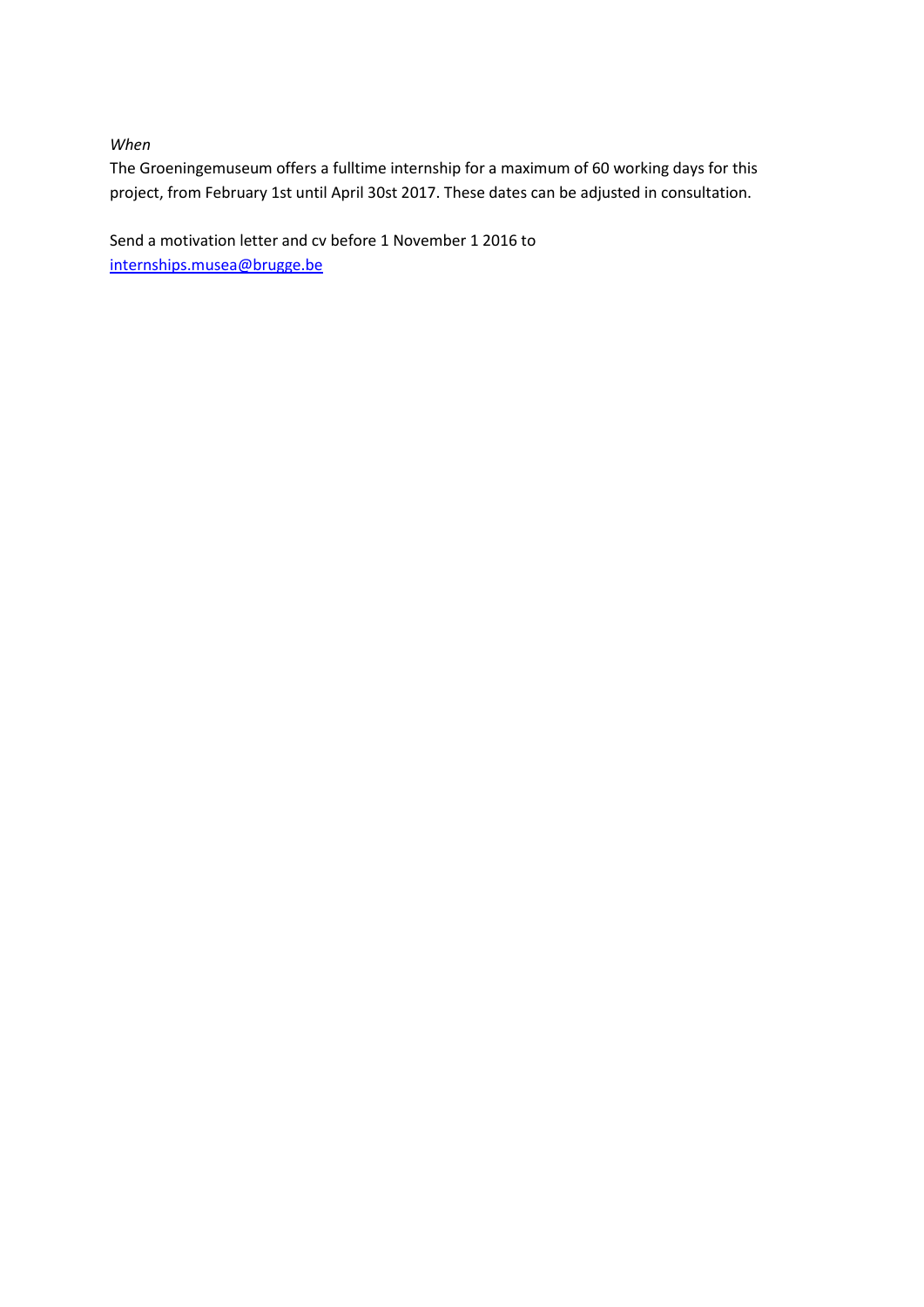*When*

The Groeningemuseum offers a fulltime internship for a maximum of 60 working days for this project, from February 1st until April 30st 2017. These dates can be adjusted in consultation.

Send a motivation letter and cv before 1 November 1 2016 to internships.musea@brugge.be